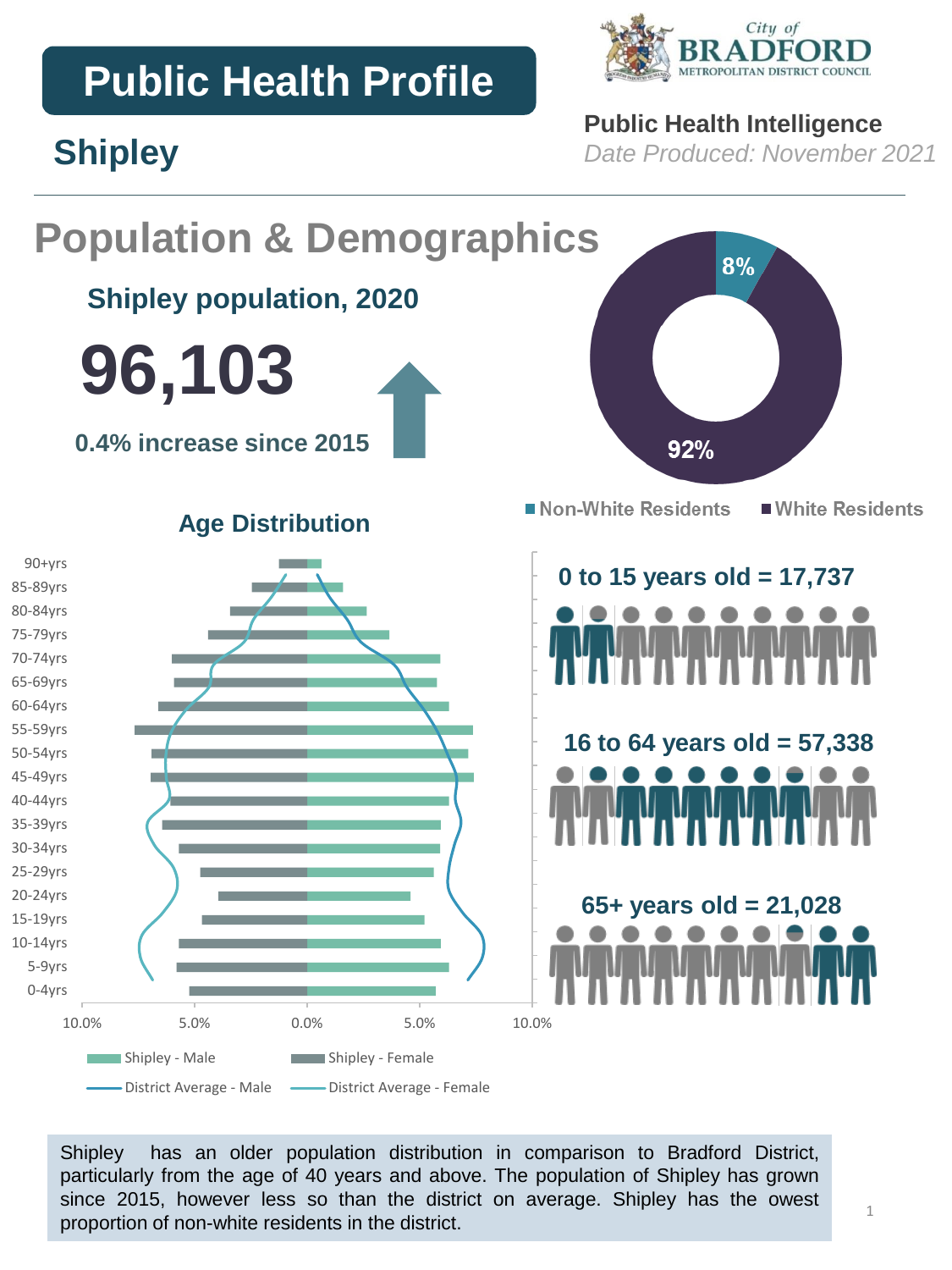# Public Health Profile

## Shipley

**Public Health Intelligence**
*Date Produced: November 2021*

City of BRADFORD METROPOLITAN DISTRICT COUNCIL

## Population & Demographics

### Shipley population, 2020

# 96,103

**0.4% increase since 2015**

8% Non-White Residents
92% White Residents

### Age Distribution

Age bands: 90+yrs, 85-89yrs, 80-84yrs, 75-79yrs, 70-74yrs, 65-69yrs, 60-64yrs, 55-59yrs, 50-54yrs, 45-49yrs, 40-44yrs, 35-39yrs, 30-34yrs, 25-29yrs, 20-24yrs, 15-19yrs, 10-14yrs, 5-9yrs, 0-4yrs

Axis: 10.0% 5.0% 0.0% 5.0% 10.0%

Shipley - Male; Shipley - Female; District Average - Male; District Average - Female

**0 to 15 years old = 17,737**

**16 to 64 years old = 57,338**

**65+ years old = 21,028**

Shipley has an older population distribution in comparison to Bradford District, particularly from the age of 40 years and above. The population of Shipley has grown since 2015, however less so than the district on average. Shipley has the owest proportion of non-white residents in the district.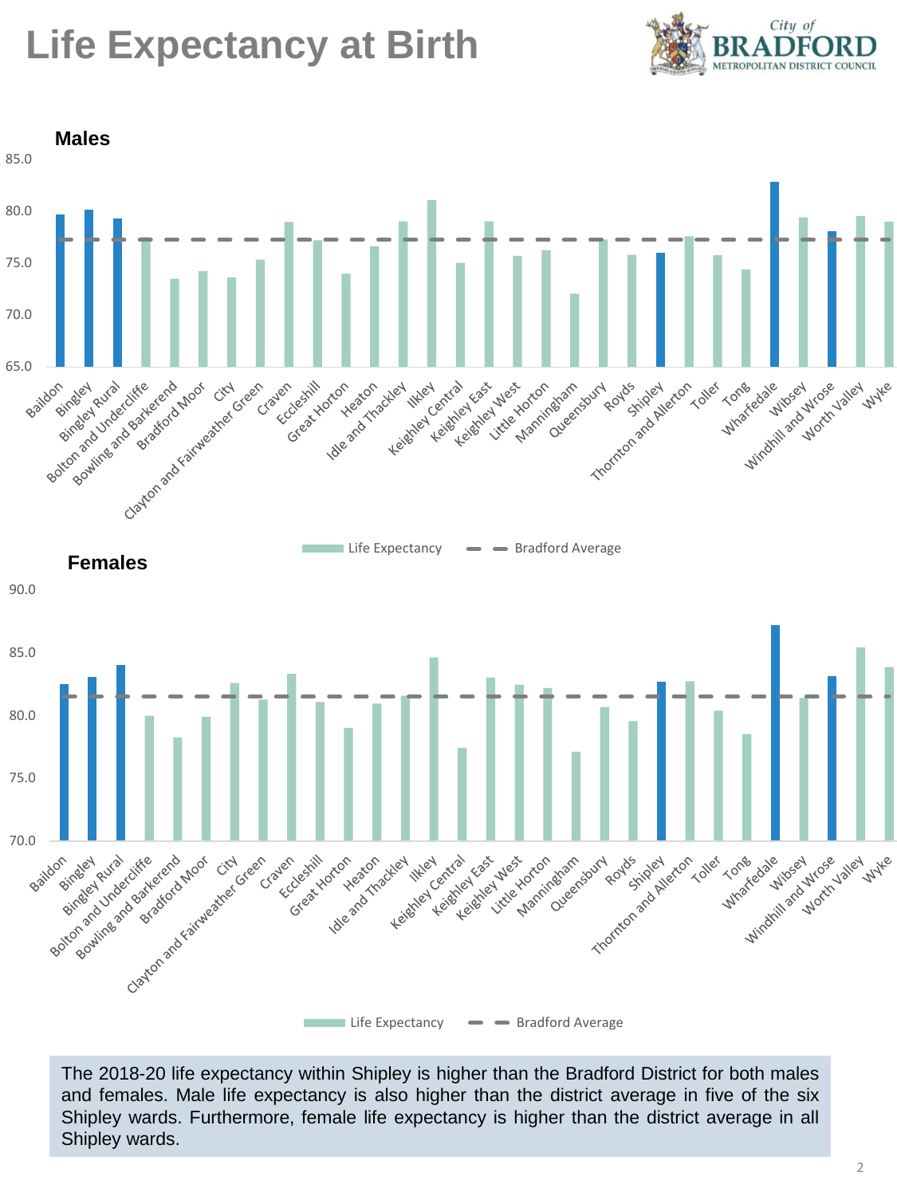# Life Expectancy at Birth

City of BRADFORD METROPOLITAN DISTRICT COUNCIL

**Males**

**Females**

The 2018-20 life expectancy within Shipley is higher than the Bradford District for both males and females. Male life expectancy is also higher than the district average in five of the six Shipley wards. Furthermore, female life expectancy is higher than the district average in all Shipley wards.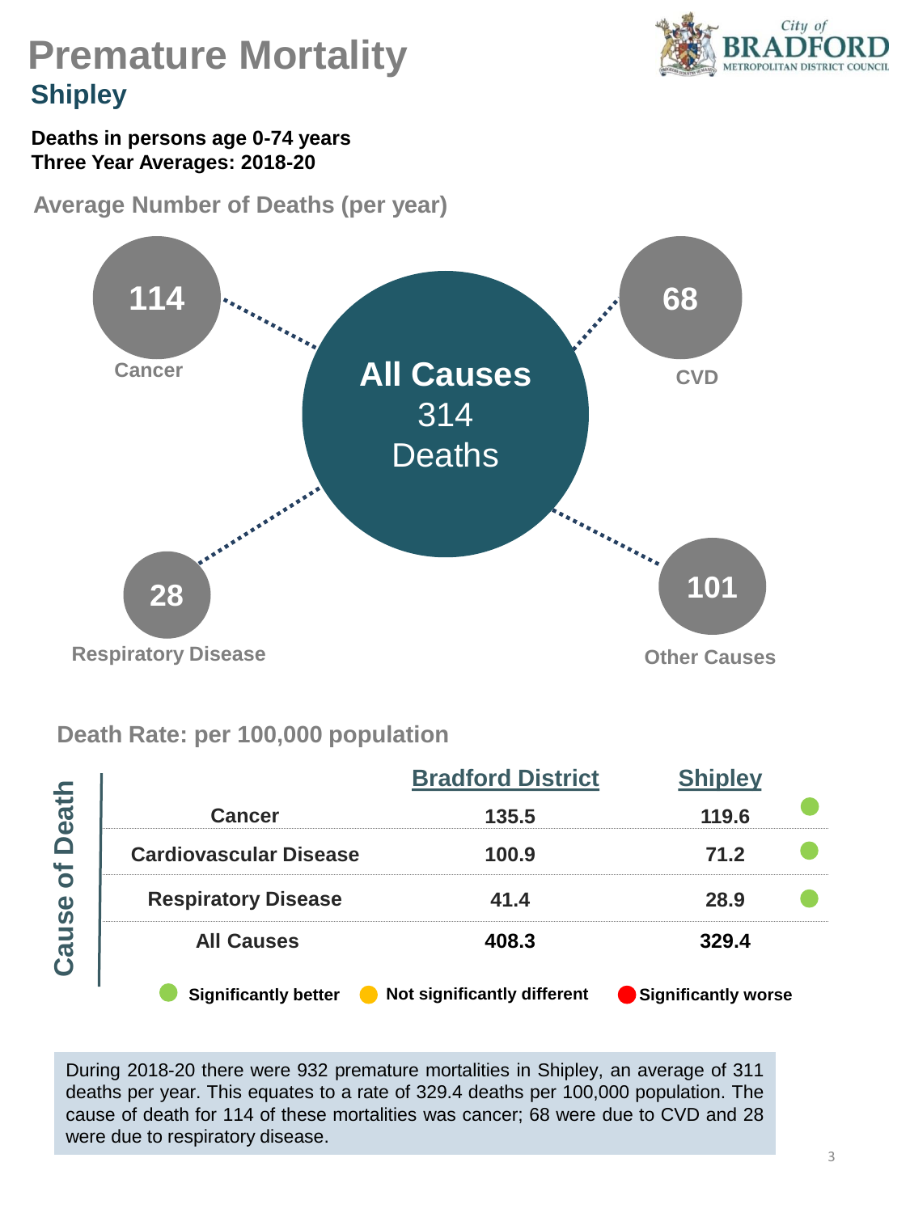# Premature Mortality

## Shipley

**Deaths in persons age 0-74 years**
**Three Year Averages: 2018-20**

### Average Number of Deaths (per year)

**All Causes** 314 Deaths

- **114** Cancer
- **68** CVD
- **28** Respiratory Disease
- **101** Other Causes

### Death Rate: per 100,000 population

| Cause of Death | Bradford District | Shipley | |
|---|---|---|---|
| Cancer | 135.5 | 119.6 | Significantly better |
| Cardiovascular Disease | 100.9 | 71.2 | Significantly better |
| Respiratory Disease | 41.4 | 28.9 | Significantly better |
| All Causes | 408.3 | 329.4 | |

Key: Significantly better | Not significantly different | Significantly worse

During 2018-20 there were 932 premature mortalities in Shipley, an average of 311 deaths per year. This equates to a rate of 329.4 deaths per 100,000 population. The cause of death for 114 of these mortalities was cancer; 68 were due to CVD and 28 were due to respiratory disease.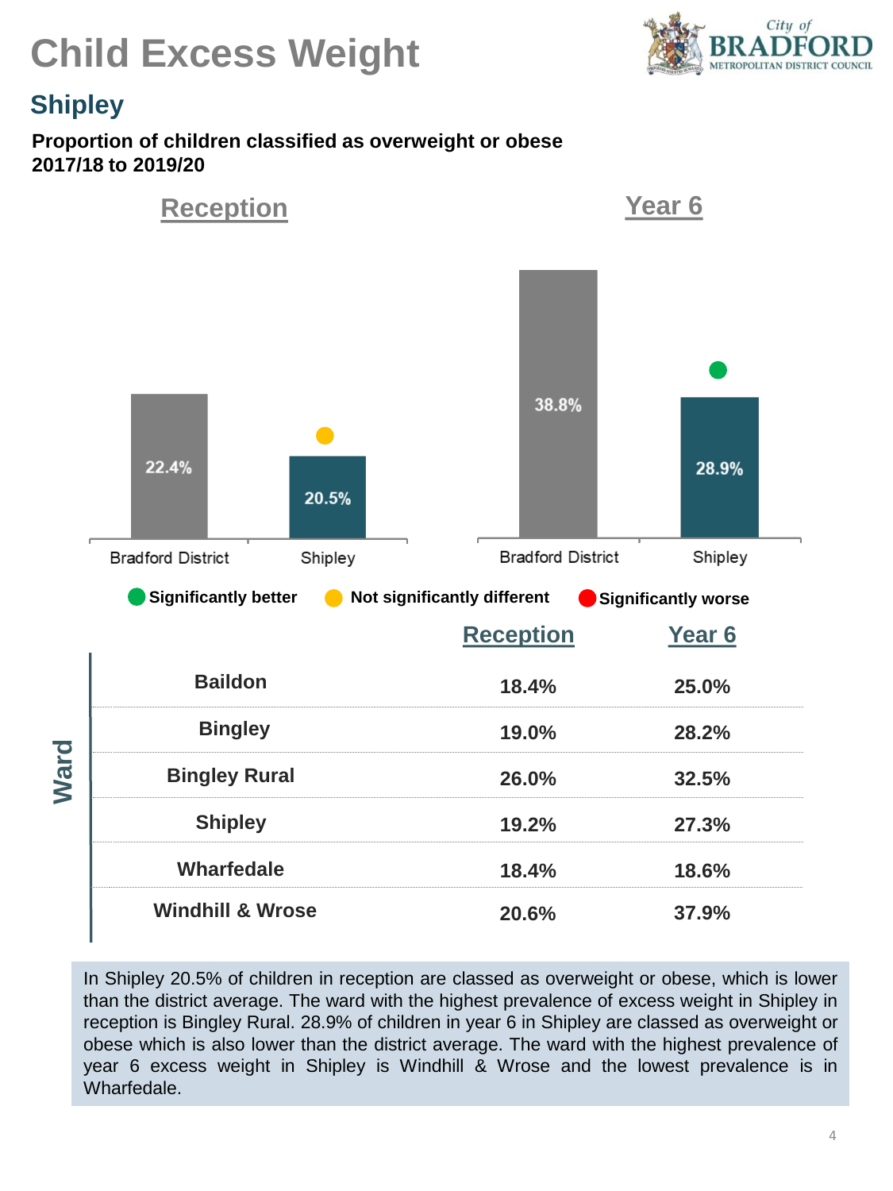# Child Excess Weight

## Shipley

**Proportion of children classified as overweight or obese 2017/18 to 2019/20**

**Reception**

| | Bradford District | Shipley |
|---|---|---|
| Reception | 22.4% | 20.5% (Not significantly different) |

**Year 6**

| | Bradford District | Shipley |
|---|---|---|
| Year 6 | 38.8% | 28.9% (Significantly better) |

Significantly better | Not significantly different | Significantly worse

| Ward | Reception | Year 6 |
|---|---|---|
| Baildon | 18.4% | 25.0% |
| Bingley | 19.0% | 28.2% |
| Bingley Rural | 26.0% | 32.5% |
| Shipley | 19.2% | 27.3% |
| Wharfedale | 18.4% | 18.6% |
| Windhill & Wrose | 20.6% | 37.9% |

In Shipley 20.5% of children in reception are classed as overweight or obese, which is lower than the district average. The ward with the highest prevalence of excess weight in Shipley in reception is Bingley Rural. 28.9% of children in year 6 in Shipley are classed as overweight or obese which is also lower than the district average. The ward with the highest prevalence of year 6 excess weight in Shipley is Windhill & Wrose and the lowest prevalence is in Wharfedale.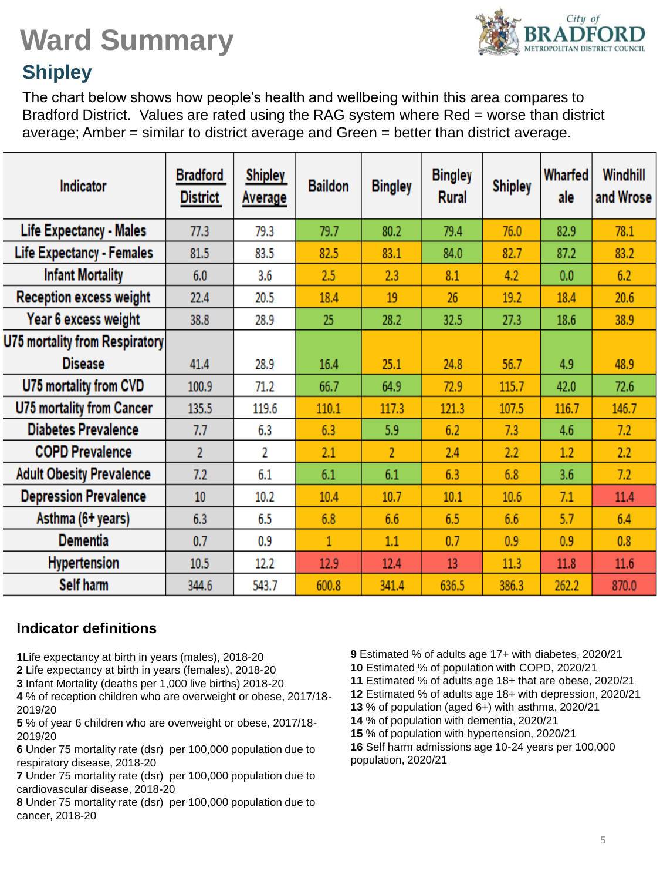# Ward Summary

## Shipley

The chart below shows how people's health and wellbeing within this area compares to Bradford District. Values are rated using the RAG system where Red = worse than district average; Amber = similar to district average and Green = better than district average.

| Indicator | Bradford District | Shipley Average | Baildon | Bingley | Bingley Rural | Shipley | Wharfedale | Windhill and Wrose |
|---|---|---|---|---|---|---|---|---|
| Life Expectancy - Males | 77.3 | 79.3 | 79.7 | 80.2 | 79.4 | 76.0 | 82.9 | 78.1 |
| Life Expectancy - Females | 81.5 | 83.5 | 82.5 | 83.1 | 84.0 | 82.7 | 87.2 | 83.2 |
| Infant Mortality | 6.0 | 3.6 | 2.5 | 2.3 | 8.1 | 4.2 | 0.0 | 6.2 |
| Reception excess weight | 22.4 | 20.5 | 18.4 | 19 | 26 | 19.2 | 18.4 | 20.6 |
| Year 6 excess weight | 38.8 | 28.9 | 25 | 28.2 | 32.5 | 27.3 | 18.6 | 38.9 |
| U75 mortality from Respiratory Disease | 41.4 | 28.9 | 16.4 | 25.1 | 24.8 | 56.7 | 4.9 | 48.9 |
| U75 mortality from CVD | 100.9 | 71.2 | 66.7 | 64.9 | 72.9 | 115.7 | 42.0 | 72.6 |
| U75 mortality from Cancer | 135.5 | 119.6 | 110.1 | 117.3 | 121.3 | 107.5 | 116.7 | 146.7 |
| Diabetes Prevalence | 7.7 | 6.3 | 6.3 | 5.9 | 6.2 | 7.3 | 4.6 | 7.2 |
| COPD Prevalence | 2 | 2 | 2.1 | 2 | 2.4 | 2.2 | 1.2 | 2.2 |
| Adult Obesity Prevalence | 7.2 | 6.1 | 6.1 | 6.1 | 6.3 | 6.8 | 3.6 | 7.2 |
| Depression Prevalence | 10 | 10.2 | 10.4 | 10.7 | 10.1 | 10.6 | 7.1 | 11.4 |
| Asthma (6+ years) | 6.3 | 6.5 | 6.8 | 6.6 | 6.5 | 6.6 | 5.7 | 6.4 |
| Dementia | 0.7 | 0.9 | 1 | 1.1 | 0.7 | 0.9 | 0.9 | 0.8 |
| Hypertension | 10.5 | 12.2 | 12.9 | 12.4 | 13 | 11.3 | 11.8 | 11.6 |
| Self harm | 344.6 | 543.7 | 600.8 | 341.4 | 636.5 | 386.3 | 262.2 | 870.0 |

### Indicator definitions

**1** Life expectancy at birth in years (males), 2018-20
**2** Life expectancy at birth in years (females), 2018-20
**3** Infant Mortality (deaths per 1,000 live births) 2018-20
**4** % of reception children who are overweight or obese, 2017/18-2019/20
**5** % of year 6 children who are overweight or obese, 2017/18-2019/20
**6** Under 75 mortality rate (dsr) per 100,000 population due to respiratory disease, 2018-20
**7** Under 75 mortality rate (dsr) per 100,000 population due to cardiovascular disease, 2018-20
**8** Under 75 mortality rate (dsr) per 100,000 population due to cancer, 2018-20
**9** Estimated % of adults age 17+ with diabetes, 2020/21
**10** Estimated % of population with COPD, 2020/21
**11** Estimated % of adults age 18+ that are obese, 2020/21
**12** Estimated % of adults age 18+ with depression, 2020/21
**13** % of population (aged 6+) with asthma, 2020/21
**14** % of population with dementia, 2020/21
**15** % of population with hypertension, 2020/21
**16** Self harm admissions age 10-24 years per 100,000 population, 2020/21